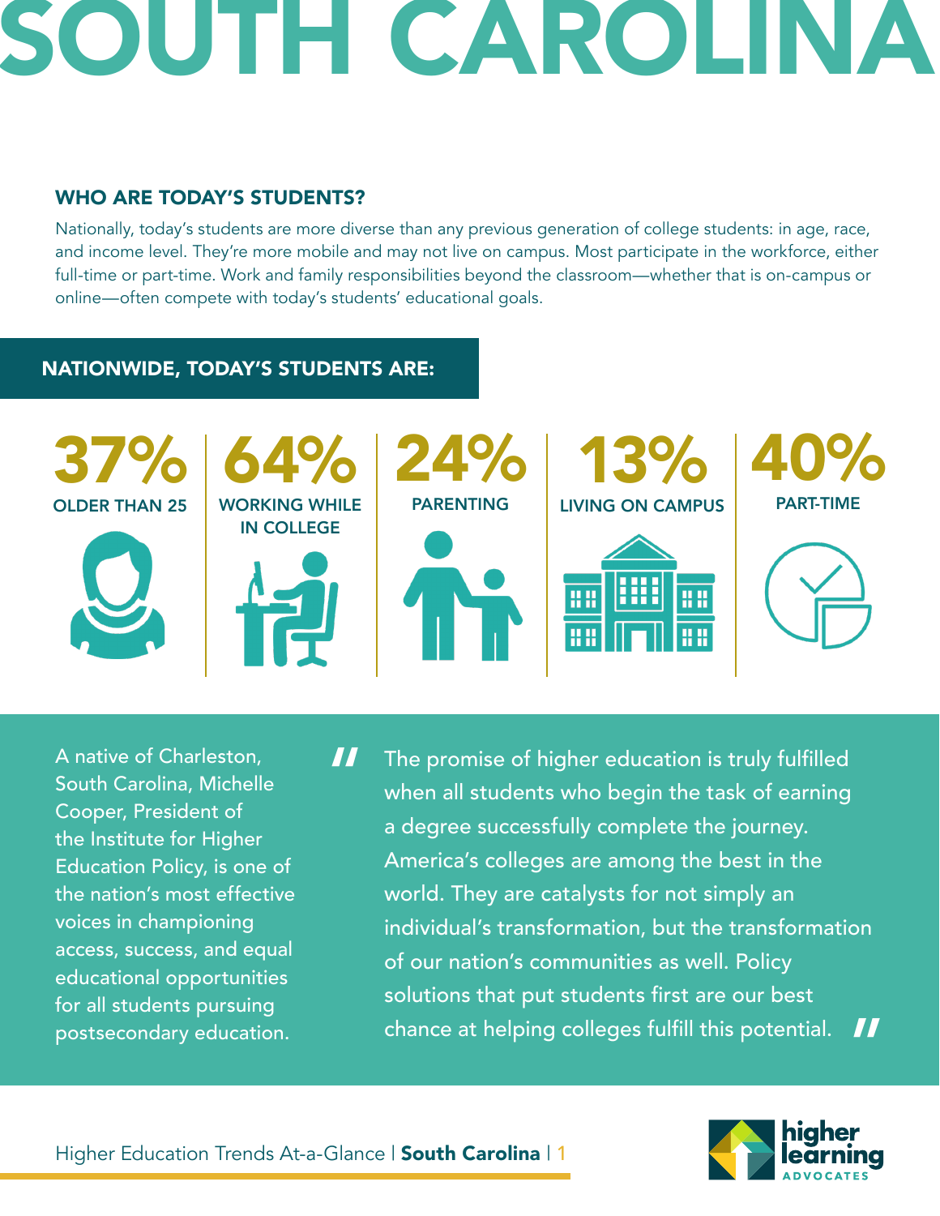# SOUTH CAROLINA

## WHO ARE TODAY'S STUDENTS?

Nationally, today's students are more diverse than any previous generation of college students: in age, race, and income level. They're more mobile and may not live on campus. Most participate in the workforce, either full-time or part-time. Work and family responsibilities beyond the classroom—whether that is on-campus or online—often compete with today's students' educational goals.

### NATIONWIDE, TODAY'S STUDENTS ARE:

**37%**
OLDER THAN 25

**64%**
WORKING WHILE IN COLLEGE

**24%**
PARENTING

**13%**
LIVING ON CAMPUS

**40%**
PART-TIME

A native of Charleston, South Carolina, Michelle Cooper, President of the Institute for Higher Education Policy, is one of the nation's most effective voices in championing access, success, and equal educational opportunities for all students pursuing postsecondary education.

> "The promise of higher education is truly fulfilled when all students who begin the task of earning a degree successfully complete the journey. America's colleges are among the best in the world. They are catalysts for not simply an individual's transformation, but the transformation of our nation's communities as well. Policy solutions that put students first are our best chance at helping colleges fulfill this potential."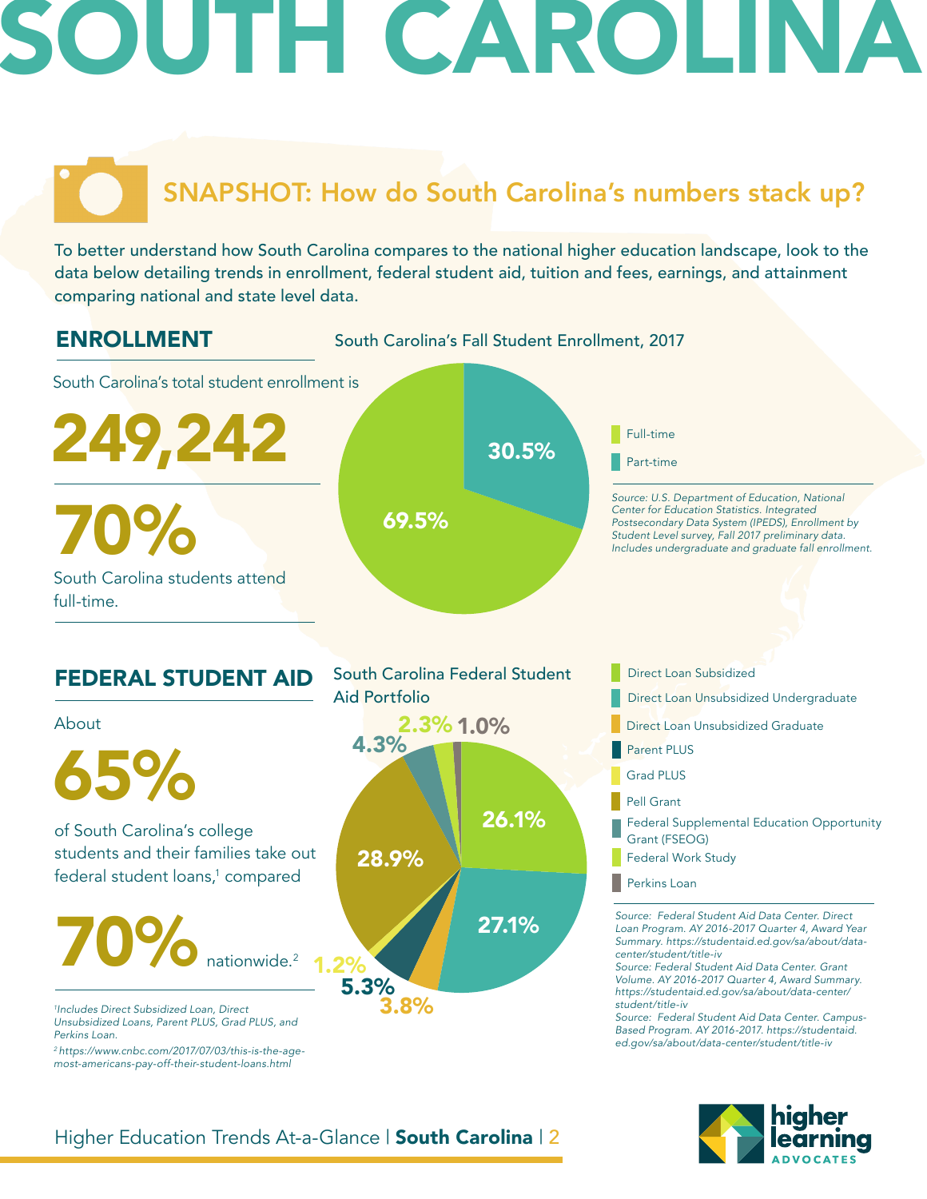# SOUTH CAROLINA

## SNAPSHOT: How do South Carolina's numbers stack up?

To better understand how South Carolina compares to the national higher education landscape, look to the data below detailing trends in enrollment, federal student aid, tuition and fees, earnings, and attainment comparing national and state level data.

## ENROLLMENT

South Carolina's total student enrollment is

**249,242**

**70%**

South Carolina students attend full-time.

South Carolina's Fall Student Enrollment, 2017

30.5%
69.5%

Full-time
Part-time

*Source: U.S. Department of Education, National Center for Education Statistics. Integrated Postsecondary Data System (IPEDS), Enrollment by Student Level survey, Fall 2017 preliminary data. Includes undergraduate and graduate fall enrollment.*

## FEDERAL STUDENT AID

About

**65%**

of South Carolina's college students and their families take out federal student loans,[1] compared

**70%** nationwide.[2]

*[1]Includes Direct Subsidized Loan, Direct Unsubsidized Loans, Parent PLUS, Grad PLUS, and Perkins Loan.*

*[2]https://www.cnbc.com/2017/07/03/this-is-the-age-most-americans-pay-off-their-student-loans.html*

South Carolina Federal Student Aid Portfolio

26.1%
27.1%
3.8%
5.3%
1.2%
28.9%
4.3%
2.3%
1.0%

Direct Loan Subsidized
Direct Loan Unsubsidized Undergraduate
Direct Loan Unsubsidized Graduate
Parent PLUS
Grad PLUS
Pell Grant
Federal Supplemental Education Opportunity Grant (FSEOG)
Federal Work Study
Perkins Loan

*Source: Federal Student Aid Data Center. Direct Loan Program. AY 2016-2017 Quarter 4, Award Year Summary. https://studentaid.ed.gov/sa/about/data-center/student/title-iv*

*Source: Federal Student Aid Data Center. Grant Volume. AY 2016-2017 Quarter 4, Award Summary. https://studentaid.ed.gov/sa/about/data-center/student/title-iv*

*Source: Federal Student Aid Data Center. Campus-Based Program. AY 2016-2017. https://studentaid.ed.gov/sa/about/data-center/student/title-iv*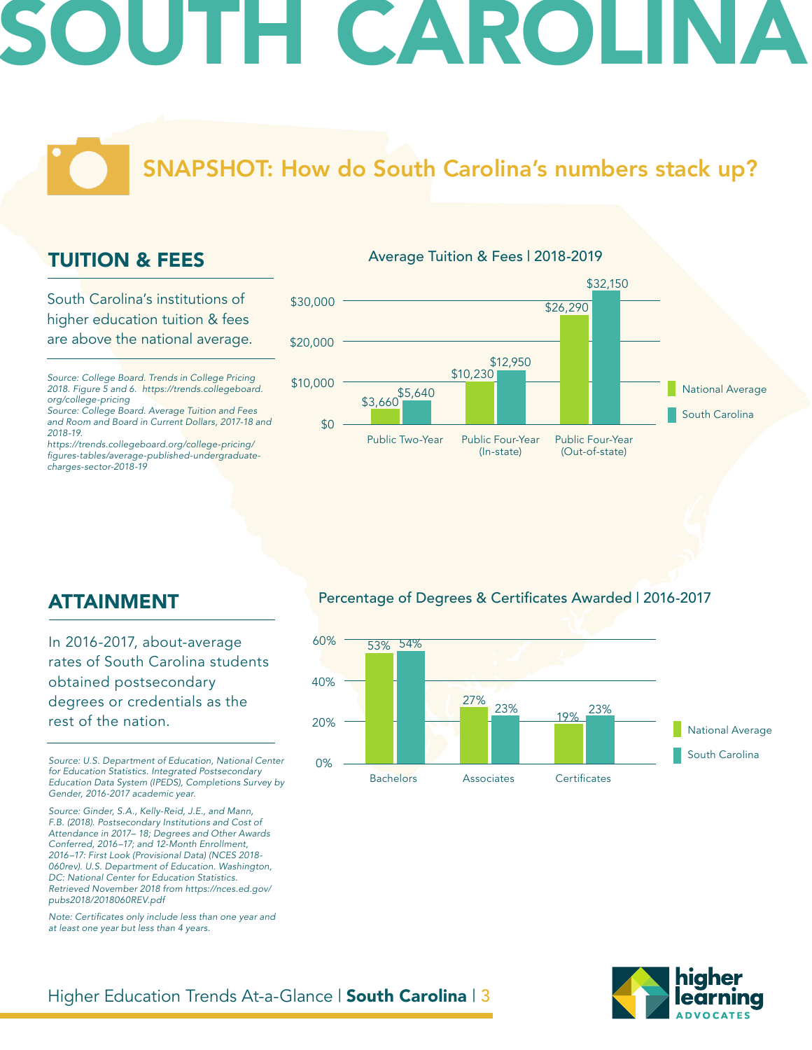# SOUTH CAROLINA

## SNAPSHOT: How do South Carolina's numbers stack up?

### TUITION & FEES

South Carolina's institutions of higher education tuition & fees are above the national average.

*Source: College Board. Trends in College Pricing 2018. Figure 5 and 6. https://trends.collegeboard.org/college-pricing*
*Source: College Board. Average Tuition and Fees and Room and Board in Current Dollars, 2017-18 and 2018-19. https://trends.collegeboard.org/college-pricing/figures-tables/average-published-undergraduate-charges-sector-2018-19*

Average Tuition & Fees | 2018-2019

$30,000
$20,000
$10,000
$0

Public Two-Year: $3,660 / $5,640
Public Four-Year (In-state): $10,230 / $12,950
Public Four-Year (Out-of-state): $26,290 / $32,150

National Average
South Carolina

### ATTAINMENT

In 2016-2017, about-average rates of South Carolina students obtained postsecondary degrees or credentials as the rest of the nation.

*Source: U.S. Department of Education, National Center for Education Statistics. Integrated Postsecondary Education Data System (IPEDS), Completions Survey by Gender, 2016-2017 academic year.*

*Source: Ginder, S.A., Kelly-Reid, J.E., and Mann, F.B. (2018). Postsecondary Institutions and Cost of Attendance in 2017– 18; Degrees and Other Awards Conferred, 2016–17; and 12-Month Enrollment, 2016–17: First Look (Provisional Data) (NCES 2018-060rev). U.S. Department of Education. Washington, DC: National Center for Education Statistics. Retrieved November 2018 from https://nces.ed.gov/pubs2018/2018060REV.pdf*

*Note: Certificates only include less than one year and at least one year but less than 4 years.*

Percentage of Degrees & Certificates Awarded | 2016-2017

60%
40%
20%
0%

Bachelors: 53% / 54%
Associates: 27% / 23%
Certificates: 19% / 23%

National Average
South Carolina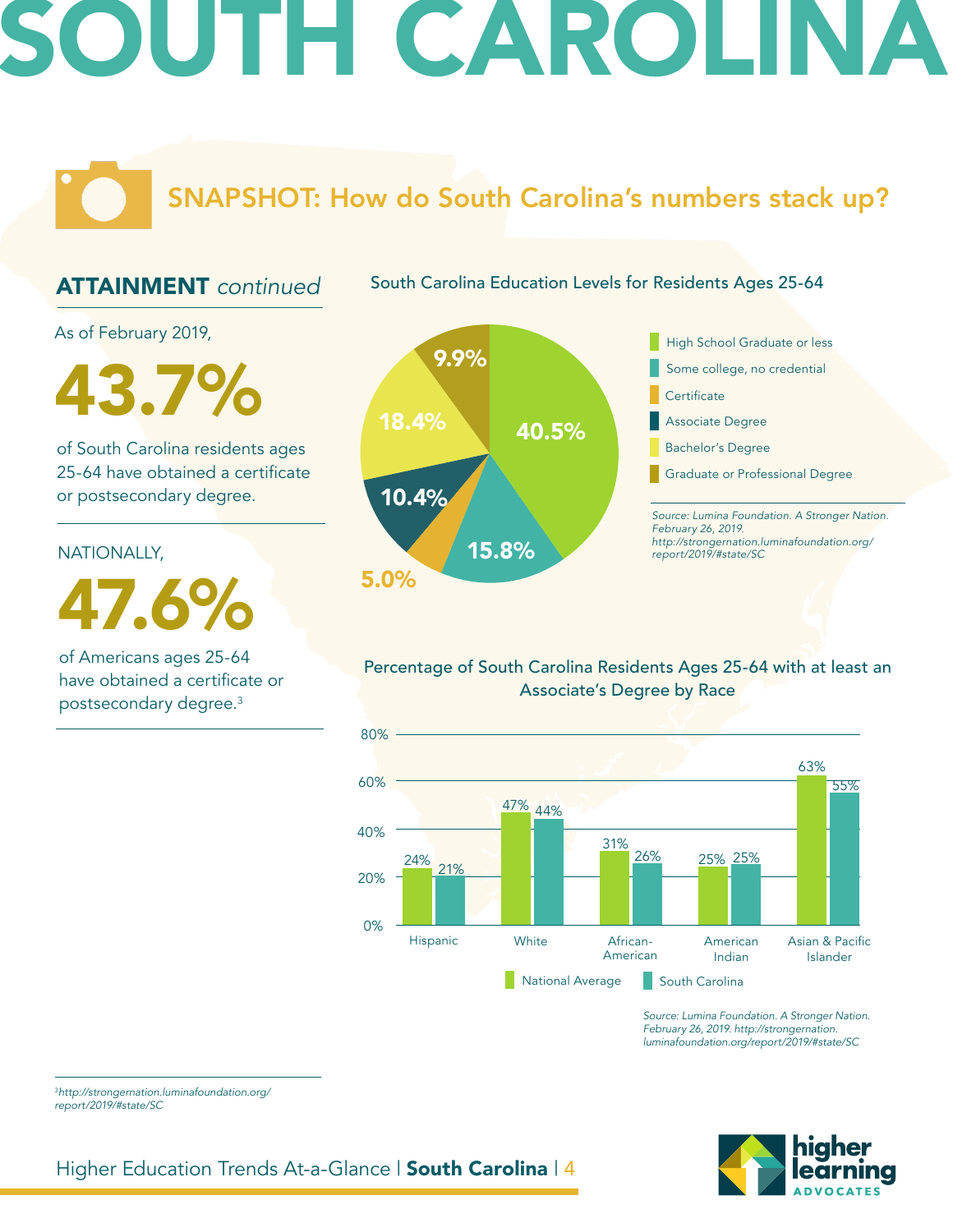# SOUTH CAROLINA

## SNAPSHOT: How do South Carolina's numbers stack up?

### ATTAINMENT *continued*

As of February 2019,

**43.7%**

of South Carolina residents ages 25-64 have obtained a certificate or postsecondary degree.

NATIONALLY,

**47.6%**

of Americans ages 25-64 have obtained a certificate or postsecondary degree.[3]

South Carolina Education Levels for Residents Ages 25-64

40.5%
15.8%
5.0%
10.4%
18.4%
9.9%

High School Graduate or less
Some college, no credential
Certificate
Associate Degree
Bachelor's Degree
Graduate or Professional Degree

*Source: Lumina Foundation. A Stronger Nation. February 26, 2019. http://strongernation.luminafoundation.org/report/2019/#state/SC*

Percentage of South Carolina Residents Ages 25-64 with at least an Associate's Degree by Race

80%
60%
40%
20%
0%

Hispanic: 24% 21%
White: 47% 44%
African-American: 31% 26%
American Indian: 25% 25%
Asian & Pacific Islander: 63% 55%

National Average
South Carolina

*Source: Lumina Foundation. A Stronger Nation. February 26, 2019. http://strongernation.luminafoundation.org/report/2019/#state/SC*

---

[3] *http://strongernation.luminafoundation.org/report/2019/#state/SC*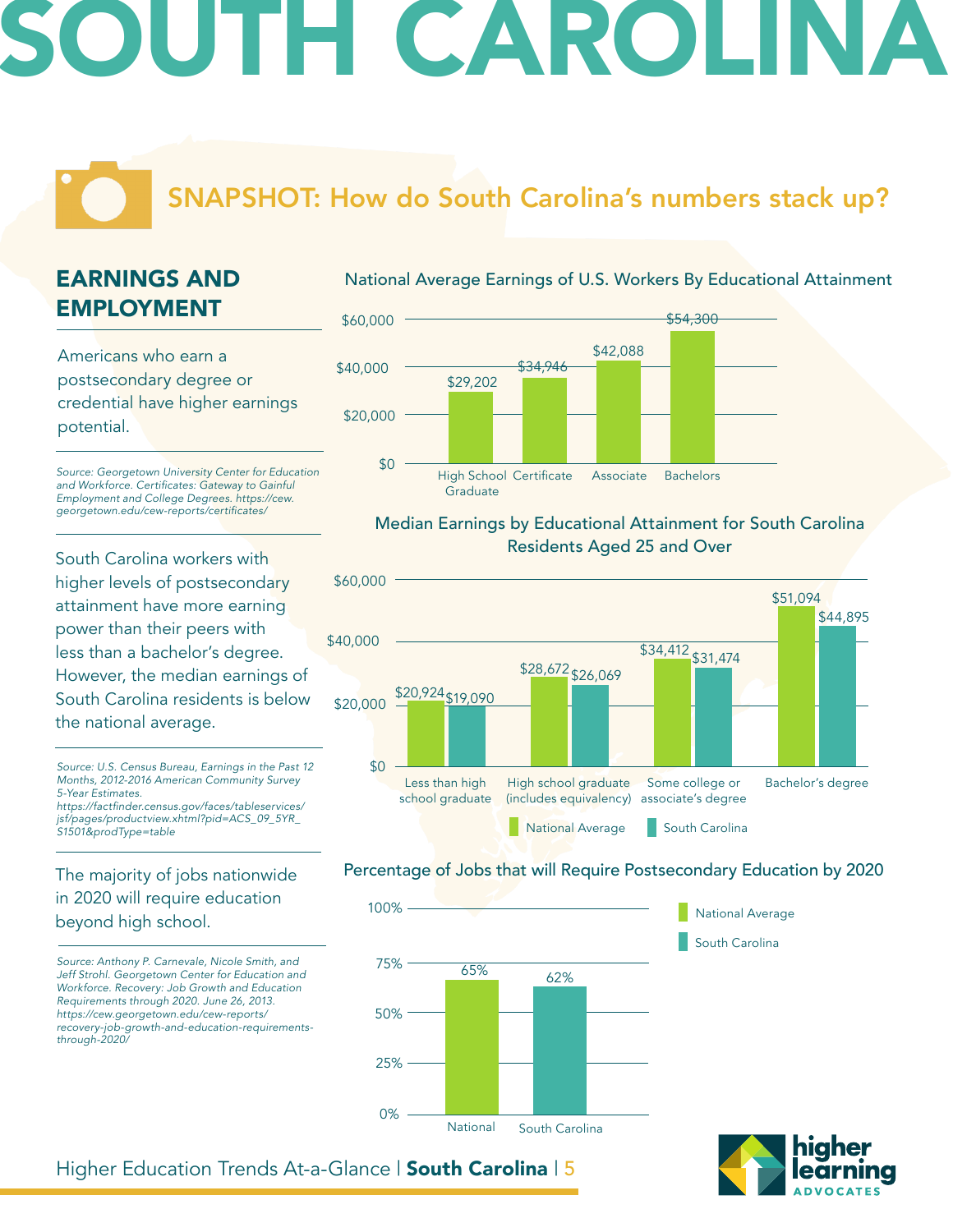# SOUTH CAROLINA

## SNAPSHOT: How do South Carolina's numbers stack up?

### EARNINGS AND EMPLOYMENT

Americans who earn a postsecondary degree or credential have higher earnings potential.

*Source: Georgetown University Center for Education and Workforce. Certificates: Gateway to Gainful Employment and College Degrees. https://cew.georgetown.edu/cew-reports/certificates/*

National Average Earnings of U.S. Workers By Educational Attainment

$60,000
$40,000
$20,000
$0

$29,202
$34,946
$42,088
$54,300

High School Graduate
Certificate
Associate
Bachelors

South Carolina workers with higher levels of postsecondary attainment have more earning power than their peers with less than a bachelor's degree. However, the median earnings of South Carolina residents is below the national average.

*Source: U.S. Census Bureau, Earnings in the Past 12 Months, 2012-2016 American Community Survey 5-Year Estimates. https://factfinder.census.gov/faces/tableservices/jsf/pages/productview.xhtml?pid=ACS_09_5YR_S1501&prodType=table*

Median Earnings by Educational Attainment for South Carolina Residents Aged 25 and Over

$60,000
$40,000
$20,000
$0

Less than high school graduate: $20,924 / $19,090
High school graduate (includes equivalency): $28,672 / $26,069
Some college or associate's degree: $34,412 / $31,474
Bachelor's degree: $51,094 / $44,895

National Average
South Carolina

The majority of jobs nationwide in 2020 will require education beyond high school.

*Source: Anthony P. Carnevale, Nicole Smith, and Jeff Strohl. Georgetown Center for Education and Workforce. Recovery: Job Growth and Education Requirements through 2020. June 26, 2013. https://cew.georgetown.edu/cew-reports/recovery-job-growth-and-education-requirements-through-2020/*

Percentage of Jobs that will Require Postsecondary Education by 2020

100%
75%
50%
25%
0%

National: 65%
South Carolina: 62%

National Average
South Carolina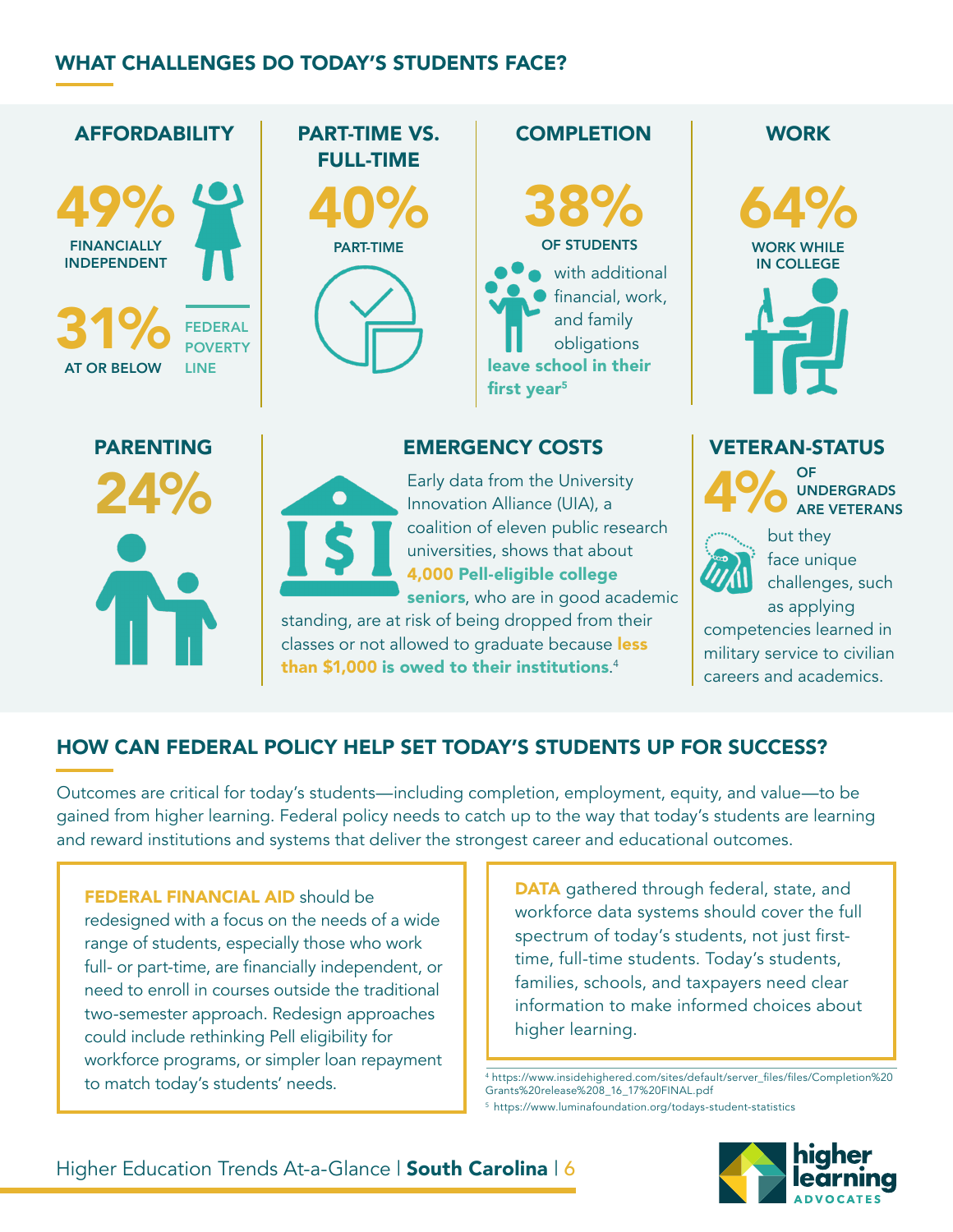## WHAT CHALLENGES DO TODAY'S STUDENTS FACE?

### AFFORDABILITY

**49%** FINANCIALLY INDEPENDENT

**31%** AT OR BELOW FEDERAL POVERTY LINE

### PART-TIME VS. FULL-TIME

**40%** PART-TIME

### COMPLETION

**38%** OF STUDENTS with additional financial, work, and family obligations **leave school in their first year**[5]

### WORK

**64%** WORK WHILE IN COLLEGE

### PARENTING

**24%**

### EMERGENCY COSTS

Early data from the University Innovation Alliance (UIA), a coalition of eleven public research universities, shows that about **4,000 Pell-eligible college seniors**, who are in good academic standing, are at risk of being dropped from their classes or not allowed to graduate because **less than $1,000 is owed to their institutions.**[4]

### VETERAN-STATUS

**4%** OF UNDERGRADS ARE VETERANS

but they face unique challenges, such as applying competencies learned in military service to civilian careers and academics.

## HOW CAN FEDERAL POLICY HELP SET TODAY'S STUDENTS UP FOR SUCCESS?

Outcomes are critical for today's students—including completion, employment, equity, and value—to be gained from higher learning. Federal policy needs to catch up to the way that today's students are learning and reward institutions and systems that deliver the strongest career and educational outcomes.

**FEDERAL FINANCIAL AID** should be redesigned with a focus on the needs of a wide range of students, especially those who work full- or part-time, are financially independent, or need to enroll in courses outside the traditional two-semester approach. Redesign approaches could include rethinking Pell eligibility for workforce programs, or simpler loan repayment to match today's students' needs.

**DATA** gathered through federal, state, and workforce data systems should cover the full spectrum of today's students, not just first-time, full-time students. Today's students, families, schools, and taxpayers need clear information to make informed choices about higher learning.

[4] https://www.insidehighered.com/sites/default/server_files/files/Completion%20Grants%20release%208_16_17%20FINAL.pdf

[5] https://www.luminafoundation.org/todays-student-statistics